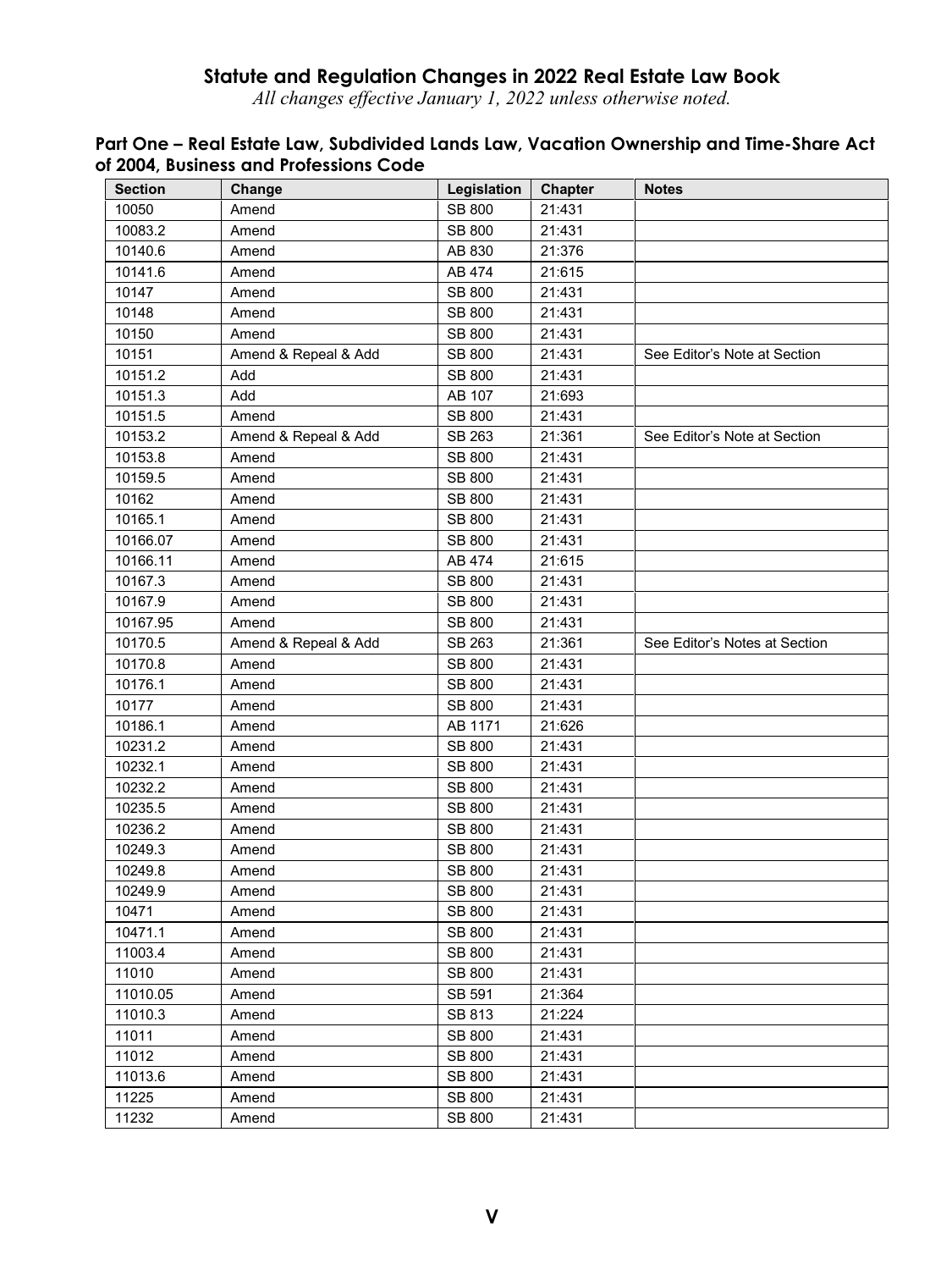# Statute and Regulation Changes in 2022 Real Estate Law Book

*All changes effective January 1, 2022 unless otherwise noted.*

## Part One – Real Estate Law, Subdivided Lands Law, Vacation Ownership and Time-Share Act of 2004, Business and Professions Code

| Section | Change | Legislation | Chapter | Notes |
|---|---|---|---|---|
| 10050 | Amend | SB 800 | 21:431 | |
| 10083.2 | Amend | SB 800 | 21:431 | |
| 10140.6 | Amend | AB 830 | 21:376 | |
| 10141.6 | Amend | AB 474 | 21:615 | |
| 10147 | Amend | SB 800 | 21:431 | |
| 10148 | Amend | SB 800 | 21:431 | |
| 10150 | Amend | SB 800 | 21:431 | |
| 10151 | Amend & Repeal & Add | SB 800 | 21:431 | See Editor's Note at Section |
| 10151.2 | Add | SB 800 | 21:431 | |
| 10151.3 | Add | AB 107 | 21:693 | |
| 10151.5 | Amend | SB 800 | 21:431 | |
| 10153.2 | Amend & Repeal & Add | SB 263 | 21:361 | See Editor's Note at Section |
| 10153.8 | Amend | SB 800 | 21:431 | |
| 10159.5 | Amend | SB 800 | 21:431 | |
| 10162 | Amend | SB 800 | 21:431 | |
| 10165.1 | Amend | SB 800 | 21:431 | |
| 10166.07 | Amend | SB 800 | 21:431 | |
| 10166.11 | Amend | AB 474 | 21:615 | |
| 10167.3 | Amend | SB 800 | 21:431 | |
| 10167.9 | Amend | SB 800 | 21:431 | |
| 10167.95 | Amend | SB 800 | 21:431 | |
| 10170.5 | Amend & Repeal & Add | SB 263 | 21:361 | See Editor's Notes at Section |
| 10170.8 | Amend | SB 800 | 21:431 | |
| 10176.1 | Amend | SB 800 | 21:431 | |
| 10177 | Amend | SB 800 | 21:431 | |
| 10186.1 | Amend | AB 1171 | 21:626 | |
| 10231.2 | Amend | SB 800 | 21:431 | |
| 10232.1 | Amend | SB 800 | 21:431 | |
| 10232.2 | Amend | SB 800 | 21:431 | |
| 10235.5 | Amend | SB 800 | 21:431 | |
| 10236.2 | Amend | SB 800 | 21:431 | |
| 10249.3 | Amend | SB 800 | 21:431 | |
| 10249.8 | Amend | SB 800 | 21:431 | |
| 10249.9 | Amend | SB 800 | 21:431 | |
| 10471 | Amend | SB 800 | 21:431 | |
| 10471.1 | Amend | SB 800 | 21:431 | |
| 11003.4 | Amend | SB 800 | 21:431 | |
| 11010 | Amend | SB 800 | 21:431 | |
| 11010.05 | Amend | SB 591 | 21:364 | |
| 11010.3 | Amend | SB 813 | 21:224 | |
| 11011 | Amend | SB 800 | 21:431 | |
| 11012 | Amend | SB 800 | 21:431 | |
| 11013.6 | Amend | SB 800 | 21:431 | |
| 11225 | Amend | SB 800 | 21:431 | |
| 11232 | Amend | SB 800 | 21:431 | |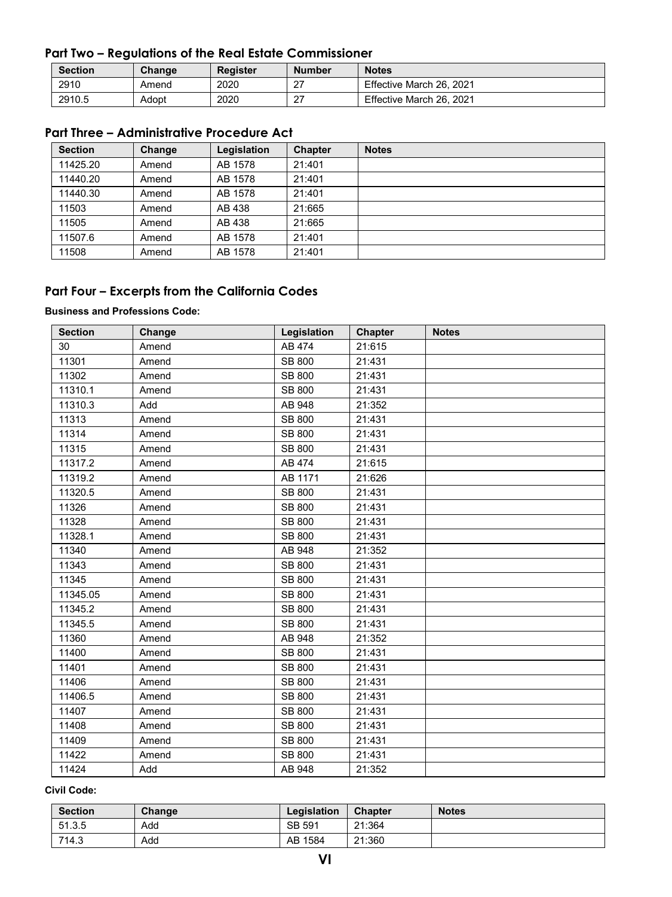## Part Two – Regulations of the Real Estate Commissioner

| Section | Change | Register | Number | Notes |
|---|---|---|---|---|
| 2910 | Amend | 2020 | 27 | Effective March 26, 2021 |
| 2910.5 | Adopt | 2020 | 27 | Effective March 26, 2021 |

## Part Three – Administrative Procedure Act

| Section | Change | Legislation | Chapter | Notes |
|---|---|---|---|---|
| 11425.20 | Amend | AB 1578 | 21:401 | |
| 11440.20 | Amend | AB 1578 | 21:401 | |
| 11440.30 | Amend | AB 1578 | 21:401 | |
| 11503 | Amend | AB 438 | 21:665 | |
| 11505 | Amend | AB 438 | 21:665 | |
| 11507.6 | Amend | AB 1578 | 21:401 | |
| 11508 | Amend | AB 1578 | 21:401 | |

## Part Four – Excerpts from the California Codes

**Business and Professions Code:**

| Section | Change | Legislation | Chapter | Notes |
|---|---|---|---|---|
| 30 | Amend | AB 474 | 21:615 | |
| 11301 | Amend | SB 800 | 21:431 | |
| 11302 | Amend | SB 800 | 21:431 | |
| 11310.1 | Amend | SB 800 | 21:431 | |
| 11310.3 | Add | AB 948 | 21:352 | |
| 11313 | Amend | SB 800 | 21:431 | |
| 11314 | Amend | SB 800 | 21:431 | |
| 11315 | Amend | SB 800 | 21:431 | |
| 11317.2 | Amend | AB 474 | 21:615 | |
| 11319.2 | Amend | AB 1171 | 21:626 | |
| 11320.5 | Amend | SB 800 | 21:431 | |
| 11326 | Amend | SB 800 | 21:431 | |
| 11328 | Amend | SB 800 | 21:431 | |
| 11328.1 | Amend | SB 800 | 21:431 | |
| 11340 | Amend | AB 948 | 21:352 | |
| 11343 | Amend | SB 800 | 21:431 | |
| 11345 | Amend | SB 800 | 21:431 | |
| 11345.05 | Amend | SB 800 | 21:431 | |
| 11345.2 | Amend | SB 800 | 21:431 | |
| 11345.5 | Amend | SB 800 | 21:431 | |
| 11360 | Amend | AB 948 | 21:352 | |
| 11400 | Amend | SB 800 | 21:431 | |
| 11401 | Amend | SB 800 | 21:431 | |
| 11406 | Amend | SB 800 | 21:431 | |
| 11406.5 | Amend | SB 800 | 21:431 | |
| 11407 | Amend | SB 800 | 21:431 | |
| 11408 | Amend | SB 800 | 21:431 | |
| 11409 | Amend | SB 800 | 21:431 | |
| 11422 | Amend | SB 800 | 21:431 | |
| 11424 | Add | AB 948 | 21:352 | |

**Civil Code:**

| Section | Change | Legislation | Chapter | Notes |
|---|---|---|---|---|
| 51.3.5 | Add | SB 591 | 21:364 | |
| 714.3 | Add | AB 1584 | 21:360 | |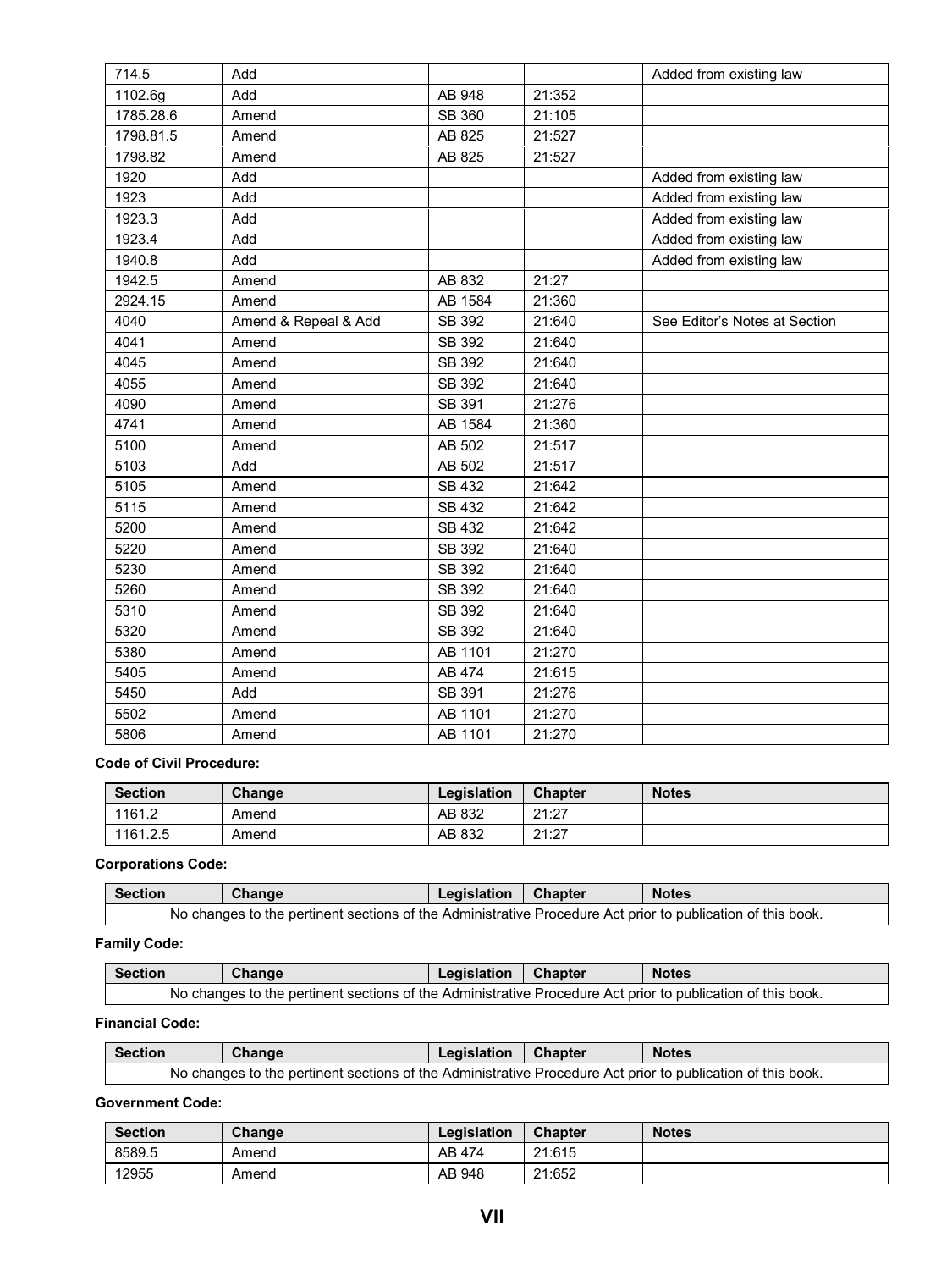| Section | Change | Legislation | Chapter | Notes |
|---|---|---|---|---|
| 714.5 | Add | | | Added from existing law |
| 1102.6g | Add | AB 948 | 21:352 | |
| 1785.28.6 | Amend | SB 360 | 21:105 | |
| 1798.81.5 | Amend | AB 825 | 21:527 | |
| 1798.82 | Amend | AB 825 | 21:527 | |
| 1920 | Add | | | Added from existing law |
| 1923 | Add | | | Added from existing law |
| 1923.3 | Add | | | Added from existing law |
| 1923.4 | Add | | | Added from existing law |
| 1940.8 | Add | | | Added from existing law |
| 1942.5 | Amend | AB 832 | 21:27 | |
| 2924.15 | Amend | AB 1584 | 21:360 | |
| 4040 | Amend & Repeal & Add | SB 392 | 21:640 | See Editor's Notes at Section |
| 4041 | Amend | SB 392 | 21:640 | |
| 4045 | Amend | SB 392 | 21:640 | |
| 4055 | Amend | SB 392 | 21:640 | |
| 4090 | Amend | SB 391 | 21:276 | |
| 4741 | Amend | AB 1584 | 21:360 | |
| 5100 | Amend | AB 502 | 21:517 | |
| 5103 | Add | AB 502 | 21:517 | |
| 5105 | Amend | SB 432 | 21:642 | |
| 5115 | Amend | SB 432 | 21:642 | |
| 5200 | Amend | SB 432 | 21:642 | |
| 5220 | Amend | SB 392 | 21:640 | |
| 5230 | Amend | SB 392 | 21:640 | |
| 5260 | Amend | SB 392 | 21:640 | |
| 5310 | Amend | SB 392 | 21:640 | |
| 5320 | Amend | SB 392 | 21:640 | |
| 5380 | Amend | AB 1101 | 21:270 | |
| 5405 | Amend | AB 474 | 21:615 | |
| 5450 | Add | SB 391 | 21:276 | |
| 5502 | Amend | AB 1101 | 21:270 | |
| 5806 | Amend | AB 1101 | 21:270 | |

**Code of Civil Procedure:**

| Section | Change | Legislation | Chapter | Notes |
|---|---|---|---|---|
| 1161.2 | Amend | AB 832 | 21:27 | |
| 1161.2.5 | Amend | AB 832 | 21:27 | |

**Corporations Code:**

| Section | Change | Legislation | Chapter | Notes |
|---|---|---|---|---|
| No changes to the pertinent sections of the Administrative Procedure Act prior to publication of this book. | | | | |

**Family Code:**

| Section | Change | Legislation | Chapter | Notes |
|---|---|---|---|---|
| No changes to the pertinent sections of the Administrative Procedure Act prior to publication of this book. | | | | |

**Financial Code:**

| Section | Change | Legislation | Chapter | Notes |
|---|---|---|---|---|
| No changes to the pertinent sections of the Administrative Procedure Act prior to publication of this book. | | | | |

**Government Code:**

| Section | Change | Legislation | Chapter | Notes |
|---|---|---|---|---|
| 8589.5 | Amend | AB 474 | 21:615 | |
| 12955 | Amend | AB 948 | 21:652 | |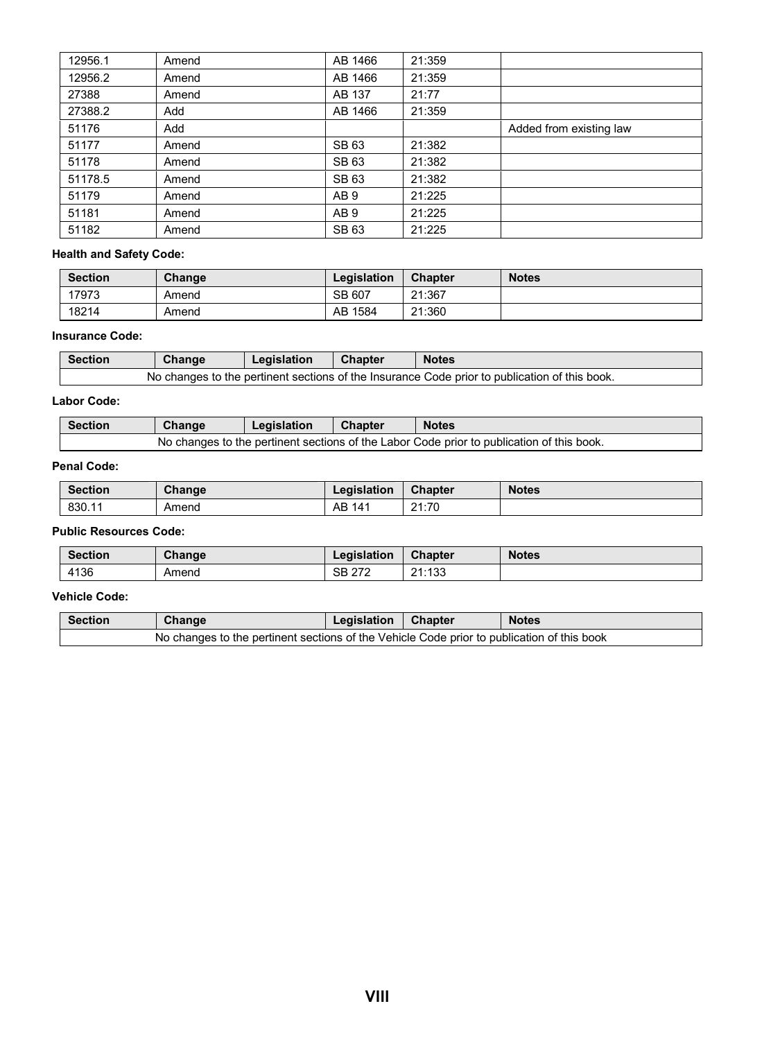| | | | | |
|---|---|---|---|---|
| 12956.1 | Amend | AB 1466 | 21:359 | |
| 12956.2 | Amend | AB 1466 | 21:359 | |
| 27388 | Amend | AB 137 | 21:77 | |
| 27388.2 | Add | AB 1466 | 21:359 | |
| 51176 | Add | | | Added from existing law |
| 51177 | Amend | SB 63 | 21:382 | |
| 51178 | Amend | SB 63 | 21:382 | |
| 51178.5 | Amend | SB 63 | 21:382 | |
| 51179 | Amend | AB 9 | 21:225 | |
| 51181 | Amend | AB 9 | 21:225 | |
| 51182 | Amend | SB 63 | 21:225 | |

**Health and Safety Code:**

| Section | Change | Legislation | Chapter | Notes |
|---|---|---|---|---|
| 17973 | Amend | SB 607 | 21:367 | |
| 18214 | Amend | AB 1584 | 21:360 | |

**Insurance Code:**

| Section | Change | Legislation | Chapter | Notes |
|---|---|---|---|---|
| No changes to the pertinent sections of the Insurance Code prior to publication of this book. | | | | |

**Labor Code:**

| Section | Change | Legislation | Chapter | Notes |
|---|---|---|---|---|
| No changes to the pertinent sections of the Labor Code prior to publication of this book. | | | | |

**Penal Code:**

| Section | Change | Legislation | Chapter | Notes |
|---|---|---|---|---|
| 830.11 | Amend | AB 141 | 21:70 | |

**Public Resources Code:**

| Section | Change | Legislation | Chapter | Notes |
|---|---|---|---|---|
| 4136 | Amend | SB 272 | 21:133 | |

**Vehicle Code:**

| Section | Change | Legislation | Chapter | Notes |
|---|---|---|---|---|
| No changes to the pertinent sections of the Vehicle Code prior to publication of this book | | | | |